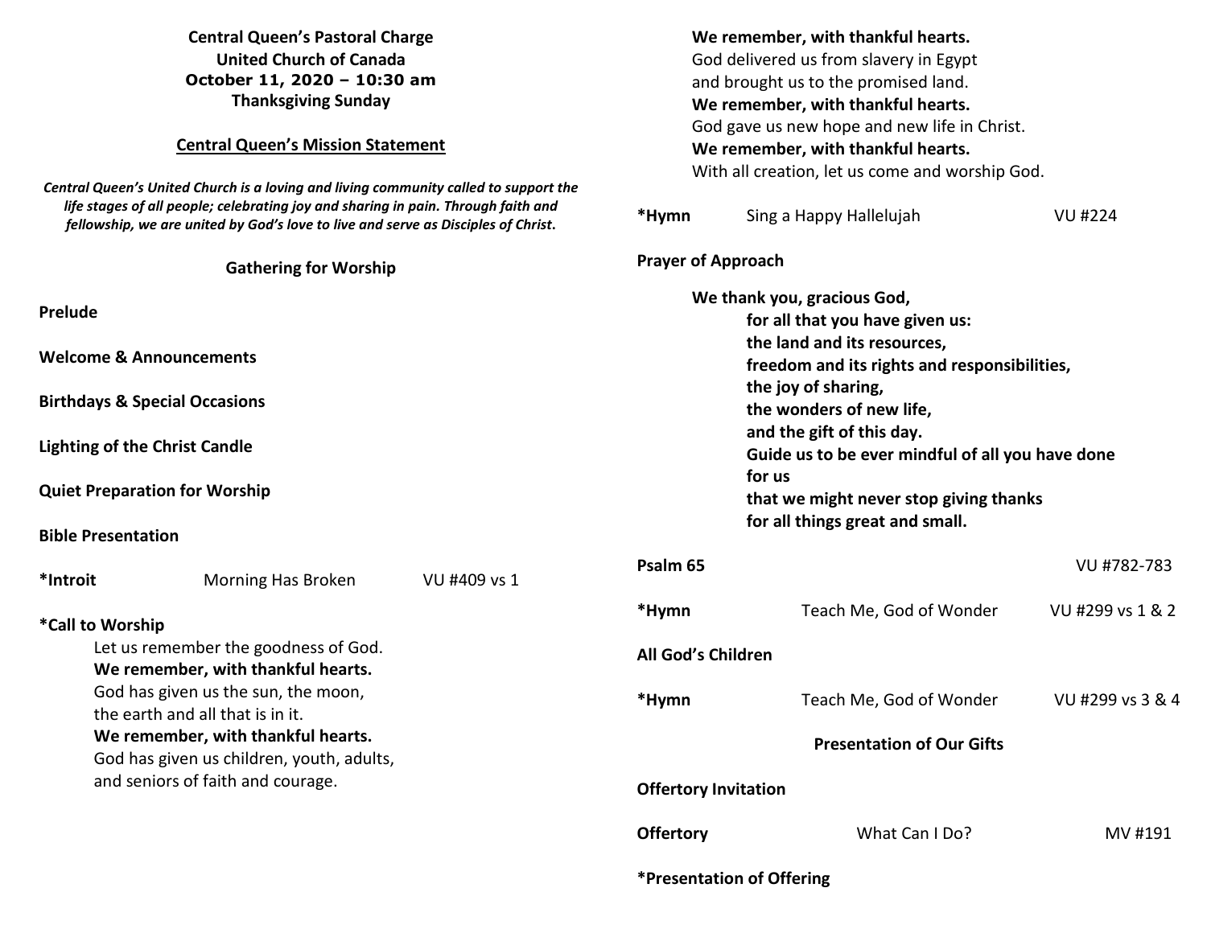**Central Queen's Pastoral Charge**
**United Church of Canada**
**October 11, 2020 – 10:30 am**
**Thanksgiving Sunday**

**Central Queen's Mission Statement**

***Central Queen's United Church is a loving and living community called to support the life stages of all people; celebrating joy and sharing in pain. Through faith and fellowship, we are united by God's love to live and serve as Disciples of Christ.***

**Gathering for Worship**

**Prelude**

**Welcome & Announcements**

**Birthdays & Special Occasions**

**Lighting of the Christ Candle**

**Quiet Preparation for Worship**

**Bible Presentation**

**\*Introit** Morning Has Broken VU #409 vs 1

**\*Call to Worship**

Let us remember the goodness of God.
**We remember, with thankful hearts.**
God has given us the sun, the moon,
the earth and all that is in it.
**We remember, with thankful hearts.**
God has given us children, youth, adults,
and seniors of faith and courage.
**We remember, with thankful hearts.**
God delivered us from slavery in Egypt
and brought us to the promised land.
**We remember, with thankful hearts.**
God gave us new hope and new life in Christ.
**We remember, with thankful hearts.**
With all creation, let us come and worship God.

**\*Hymn** Sing a Happy Hallelujah VU #224

**Prayer of Approach**

**We thank you, gracious God,**
**for all that you have given us:**
**the land and its resources,**
**freedom and its rights and responsibilities,**
**the joy of sharing,**
**the wonders of new life,**
**and the gift of this day.**
**Guide us to be ever mindful of all you have done for us**
**that we might never stop giving thanks**
**for all things great and small.**

**Psalm 65** VU #782-783

**\*Hymn** Teach Me, God of Wonder VU #299 vs 1 & 2

**All God's Children**

**\*Hymn** Teach Me, God of Wonder VU #299 vs 3 & 4

**Presentation of Our Gifts**

**Offertory Invitation**

**Offertory** What Can I Do? MV #191

**\*Presentation of Offering**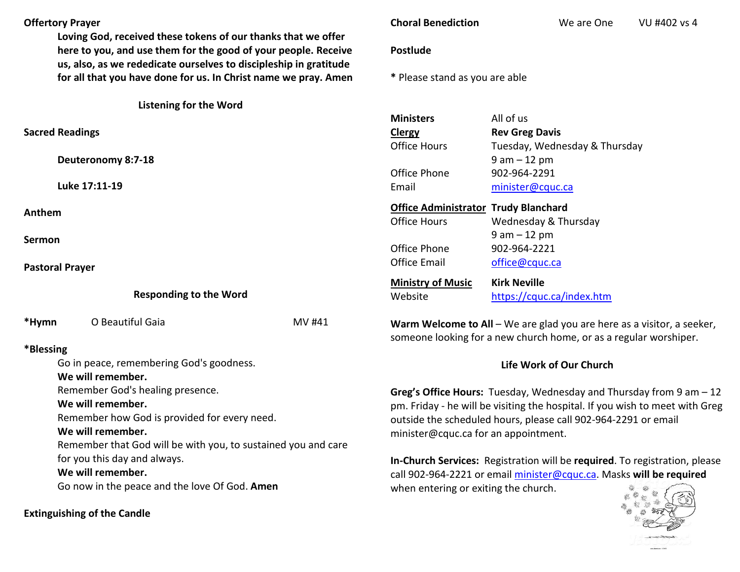**Offertory Prayer**

**Loving God, received these tokens of our thanks that we offer here to you, and use them for the good of your people. Receive us, also, as we rededicate ourselves to discipleship in gratitude for all that you have done for us. In Christ name we pray. Amen**

## Listening for the Word

**Sacred Readings**

**Deuteronomy 8:7-18**

**Luke 17:11-19**

**Anthem**

**Sermon**

**Pastoral Prayer**

## Responding to the Word

**\*Hymn** O Beautiful Gaia MV #41

**\*Blessing**

Go in peace, remembering God's goodness.
**We will remember.**
Remember God's healing presence.
**We will remember.**
Remember how God is provided for every need.
**We will remember.**
Remember that God will be with you, to sustained you and care for you this day and always.
**We will remember.**
Go now in the peace and the love Of God. **Amen**

**Extinguishing of the Candle**

**Choral Benediction** We are One VU #402 vs 4

**Postlude**

**\*** Please stand as you are able

| | |
|---|---|
| **Ministers** | All of us |
| **Clergy** | **Rev Greg Davis** |
| Office Hours | Tuesday, Wednesday & Thursday 9 am – 12 pm |
| Office Phone | 902-964-2291 |
| Email | minister@cquc.ca |
| **Office Administrator** | **Trudy Blanchard** |
| Office Hours | Wednesday & Thursday 9 am – 12 pm |
| Office Phone | 902-964-2221 |
| Office Email | office@cquc.ca |
| **Ministry of Music** | **Kirk Neville** |
| Website | https://cquc.ca/index.htm |

**Warm Welcome to All** – We are glad you are here as a visitor, a seeker, someone looking for a new church home, or as a regular worshiper.

## Life Work of Our Church

**Greg's Office Hours:** Tuesday, Wednesday and Thursday from 9 am – 12 pm. Friday - he will be visiting the hospital. If you wish to meet with Greg outside the scheduled hours, please call 902-964-2291 or email minister@cquc.ca for an appointment.

**In-Church Services:** Registration will be **required**. To registration, please call 902-964-2221 or email minister@cquc.ca. Masks **will be required** when entering or exiting the church.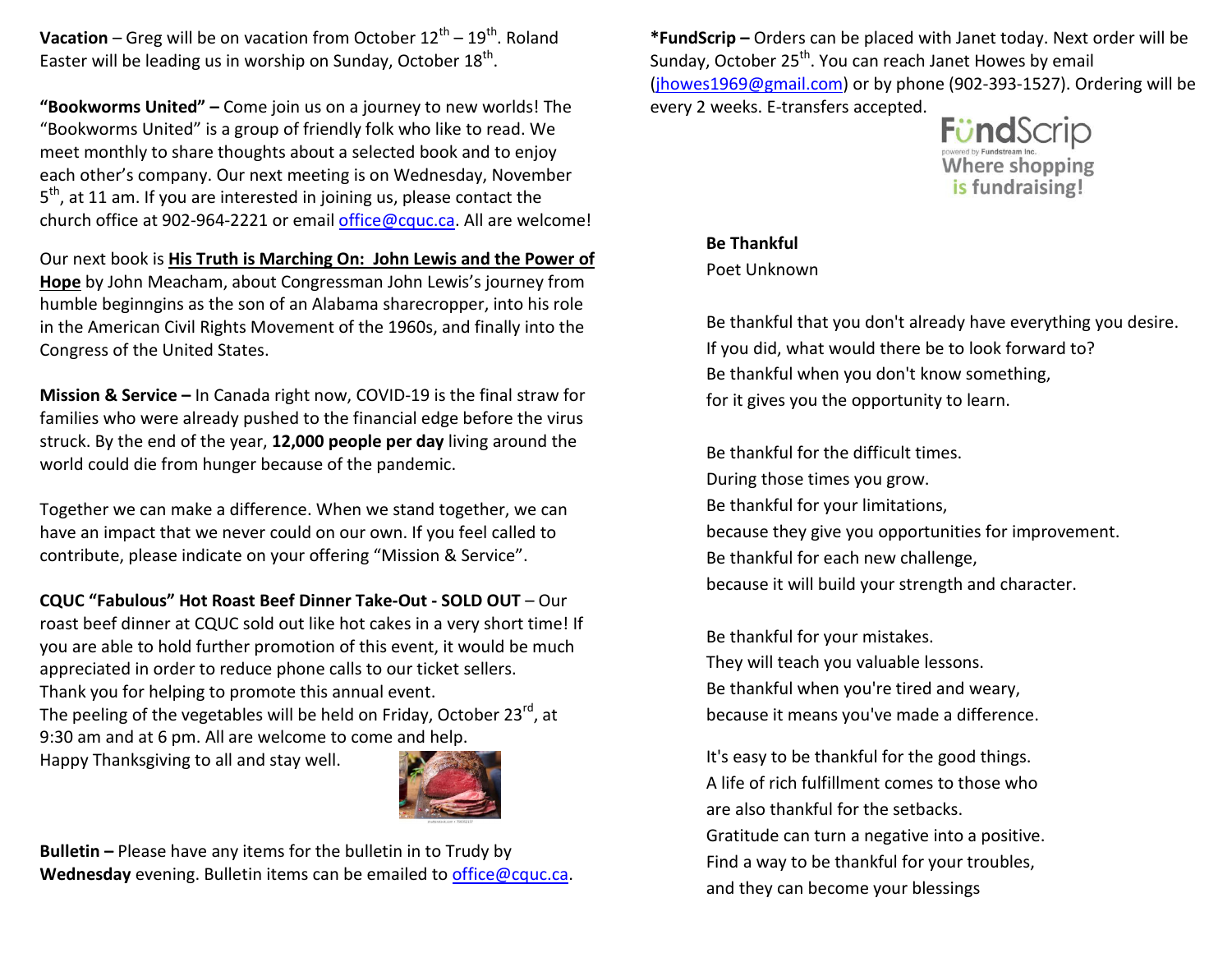**Vacation** – Greg will be on vacation from October 12th – 19th. Roland Easter will be leading us in worship on Sunday, October 18th.

**"Bookworms United" –** Come join us on a journey to new worlds! The "Bookworms United" is a group of friendly folk who like to read. We meet monthly to share thoughts about a selected book and to enjoy each other's company. Our next meeting is on Wednesday, November 5th, at 11 am. If you are interested in joining us, please contact the church office at 902-964-2221 or email office@cquc.ca. All are welcome!

Our next book is **His Truth is Marching On: John Lewis and the Power of Hope** by John Meacham, about Congressman John Lewis's journey from humble beginngins as the son of an Alabama sharecropper, into his role in the American Civil Rights Movement of the 1960s, and finally into the Congress of the United States.

**Mission & Service –** In Canada right now, COVID-19 is the final straw for families who were already pushed to the financial edge before the virus struck. By the end of the year, **12,000 people per day** living around the world could die from hunger because of the pandemic.

Together we can make a difference. When we stand together, we can have an impact that we never could on our own. If you feel called to contribute, please indicate on your offering "Mission & Service".

**CQUC "Fabulous" Hot Roast Beef Dinner Take-Out - SOLD OUT** – Our roast beef dinner at CQUC sold out like hot cakes in a very short time! If you are able to hold further promotion of this event, it would be much appreciated in order to reduce phone calls to our ticket sellers.
Thank you for helping to promote this annual event.
The peeling of the vegetables will be held on Friday, October 23rd, at 9:30 am and at 6 pm. All are welcome to come and help.
Happy Thanksgiving to all and stay well.

**Bulletin –** Please have any items for the bulletin in to Trudy by **Wednesday** evening. Bulletin items can be emailed to office@cquc.ca.

***FundScrip –** Orders can be placed with Janet today. Next order will be Sunday, October 25th. You can reach Janet Howes by email (jhowes1969@gmail.com) or by phone (902-393-1527). Ordering will be every 2 weeks. E-transfers accepted.

FundScrip
powered by Fundstream Inc.
Where shopping is fundraising!

**Be Thankful**
Poet Unknown

Be thankful that you don't already have everything you desire.
If you did, what would there be to look forward to?
Be thankful when you don't know something,
for it gives you the opportunity to learn.

Be thankful for the difficult times.
During those times you grow.
Be thankful for your limitations,
because they give you opportunities for improvement.
Be thankful for each new challenge,
because it will build your strength and character.

Be thankful for your mistakes.
They will teach you valuable lessons.
Be thankful when you're tired and weary,
because it means you've made a difference.

It's easy to be thankful for the good things.
A life of rich fulfillment comes to those who
are also thankful for the setbacks.
Gratitude can turn a negative into a positive.
Find a way to be thankful for your troubles,
and they can become your blessings